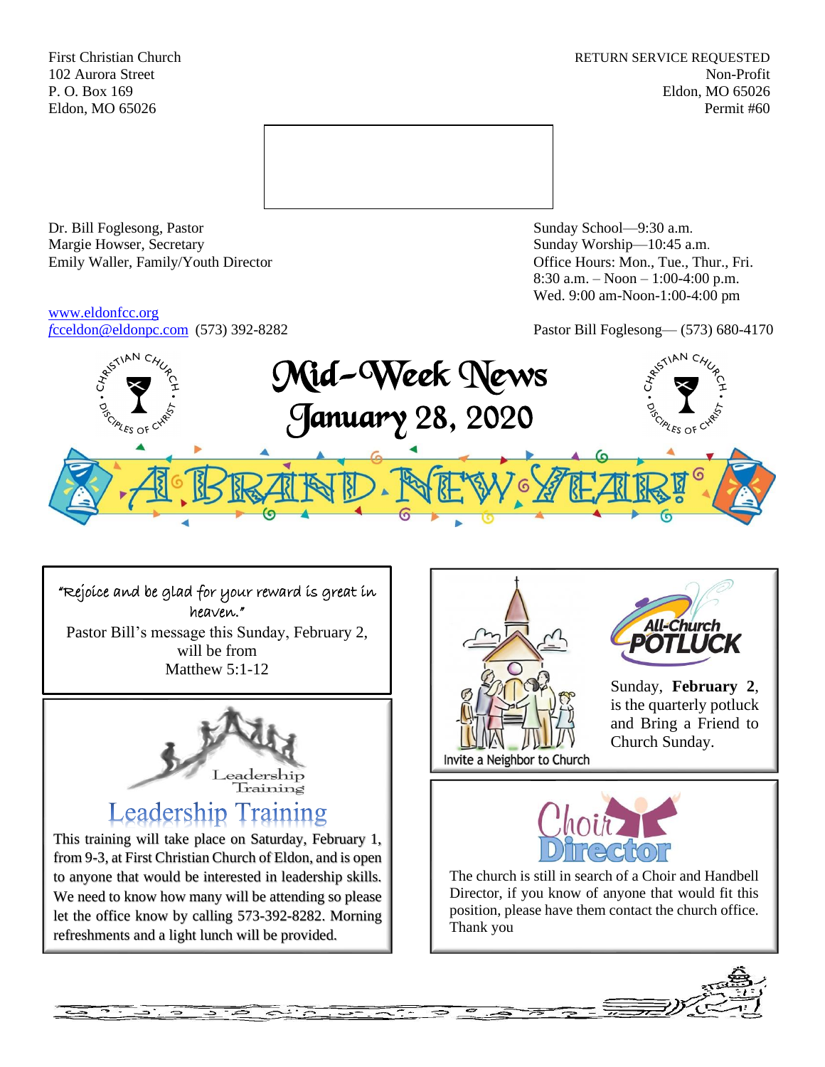First Christian Church
102 Aurora Street
P. O. Box 169
Eldon, MO 65026

RETURN SERVICE REQUESTED
Non-Profit
Eldon, MO 65026
Permit #60

Dr. Bill Foglesong, Pastor
Margie Howser, Secretary
Emily Waller, Family/Youth Director

www.eldonfcc.org
fcceldon@eldonpc.com (573) 392-8282

Sunday School—9:30 a.m.
Sunday Worship—10:45 a.m.
Office Hours: Mon., Tue., Thur., Fri.
8:30 a.m. – Noon – 1:00-4:00 p.m.
Wed. 9:00 am-Noon-1:00-4:00 pm

Pastor Bill Foglesong— (573) 680-4170

# Mid-Week News
## January 28, 2020

A BRAND NEW YEAR!

"Rejoice and be glad for your reward is great in heaven."

Pastor Bill's message this Sunday, February 2, will be from Matthew 5:1-12

## Leadership Training

This training will take place on Saturday, February 1, from 9-3, at First Christian Church of Eldon, and is open to anyone that would be interested in leadership skills. We need to know how many will be attending so please let the office know by calling 573-392-8282. Morning refreshments and a light lunch will be provided.

Invite a Neighbor to Church

## All-Church Potluck

Sunday, **February 2**, is the quarterly potluck and Bring a Friend to Church Sunday.

## Choir Director

The church is still in search of a Choir and Handbell Director, if you know of anyone that would fit this position, please have them contact the church office. Thank you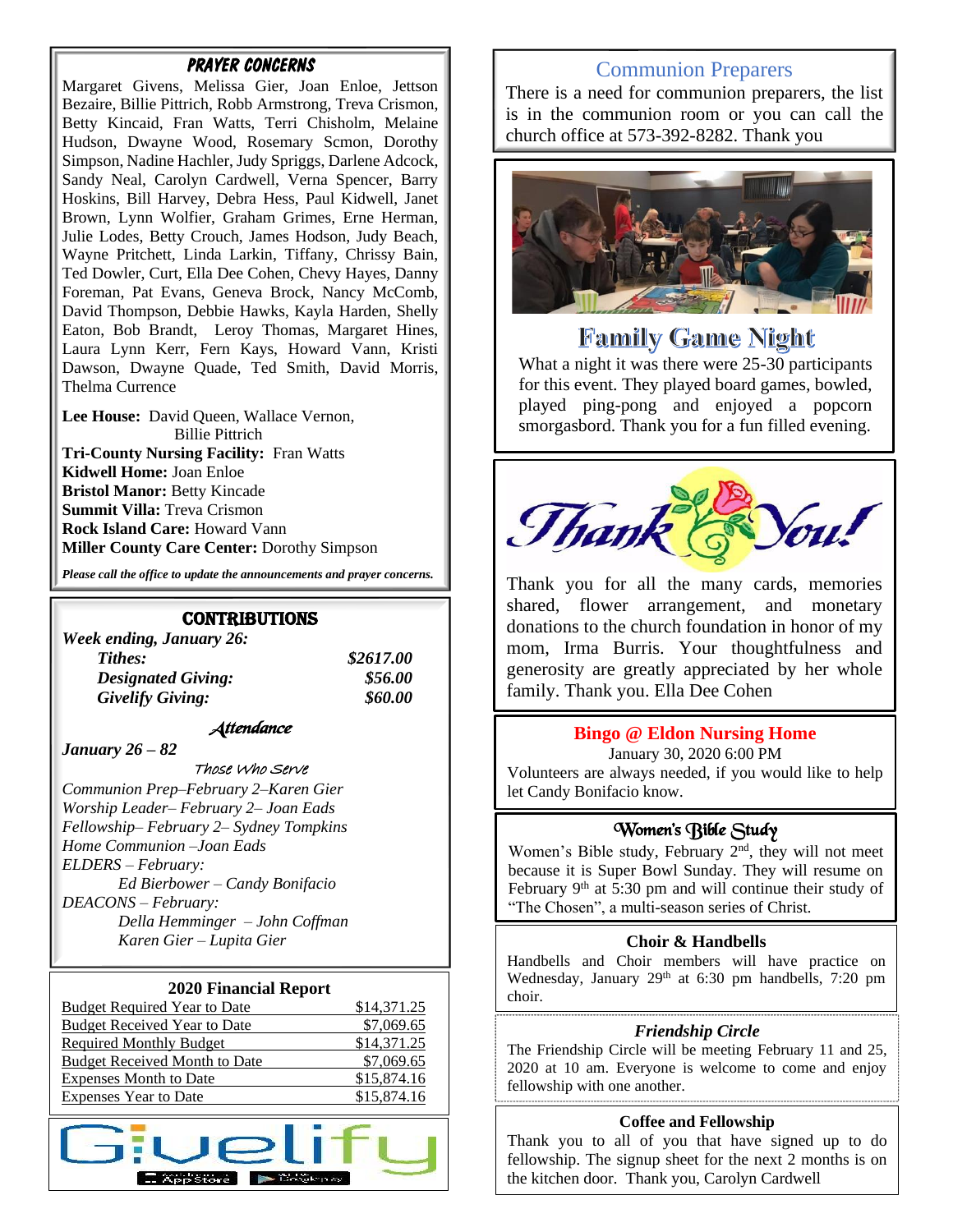## PRAYER CONCERNS

Margaret Givens, Melissa Gier, Joan Enloe, Jettson Bezaire, Billie Pittrich, Robb Armstrong, Treva Crismon, Betty Kincaid, Fran Watts, Terri Chisholm, Melaine Hudson, Dwayne Wood, Rosemary Scmon, Dorothy Simpson, Nadine Hachler, Judy Spriggs, Darlene Adcock, Sandy Neal, Carolyn Cardwell, Verna Spencer, Barry Hoskins, Bill Harvey, Debra Hess, Paul Kidwell, Janet Brown, Lynn Wolfier, Graham Grimes, Erne Herman, Julie Lodes, Betty Crouch, James Hodson, Judy Beach, Wayne Pritchett, Linda Larkin, Tiffany, Chrissy Bain, Ted Dowler, Curt, Ella Dee Cohen, Chevy Hayes, Danny Foreman, Pat Evans, Geneva Brock, Nancy McComb, David Thompson, Debbie Hawks, Kayla Harden, Shelly Eaton, Bob Brandt, Leroy Thomas, Margaret Hines, Laura Lynn Kerr, Fern Kays, Howard Vann, Kristi Dawson, Dwayne Quade, Ted Smith, David Morris, Thelma Currence

**Lee House:** David Queen, Wallace Vernon, Billie Pittrich
**Tri-County Nursing Facility:** Fran Watts
**Kidwell Home:** Joan Enloe
**Bristol Manor:** Betty Kincade
**Summit Villa:** Treva Crismon
**Rock Island Care:** Howard Vann
**Miller County Care Center:** Dorothy Simpson

***Please call the office to update the announcements and prayer concerns.***

## CONTRIBUTIONS

***Week ending, January 26:***

| | |
|---|---|
| ***Tithes:*** | ***$2617.00*** |
| ***Designated Giving:*** | ***$56.00*** |
| ***Givelify Giving:*** | ***$60.00*** |

### *Attendance*

***January 26 – 82***

*Those Who Serve*

*Communion Prep–February 2–Karen Gier*
*Worship Leader– February 2– Joan Eads*
*Fellowship– February 2– Sydney Tompkins*
*Home Communion –Joan Eads*
*ELDERS – February:*
*Ed Bierbower – Candy Bonifacio*
*DEACONS – February:*
*Della Hemminger – John Coffman*
*Karen Gier – Lupita Gier*

### 2020 Financial Report

| | |
|---|---|
| Budget Required Year to Date | $14,371.25 |
| Budget Received Year to Date | $7,069.65 |
| Required Monthly Budget | $14,371.25 |
| Budget Received Month to Date | $7,069.65 |
| Expenses Month to Date | $15,874.16 |
| Expenses Year to Date | $15,874.16 |

Givelify

## Communion Preparers

There is a need for communion preparers, the list is in the communion room or you can call the church office at 573-392-8282. Thank you

## Family Game Night

What a night it was there were 25-30 participants for this event. They played board games, bowled, played ping-pong and enjoyed a popcorn smorgasbord. Thank you for a fun filled evening.

## Thank You!

Thank you for all the many cards, memories shared, flower arrangement, and monetary donations to the church foundation in honor of my mom, Irma Burris. Your thoughtfulness and generosity are greatly appreciated by her whole family. Thank you. Ella Dee Cohen

## Bingo @ Eldon Nursing Home

January 30, 2020 6:00 PM
Volunteers are always needed, if you would like to help let Candy Bonifacio know.

## Women's Bible Study

Women's Bible study, February 2nd, they will not meet because it is Super Bowl Sunday. They will resume on February 9th at 5:30 pm and will continue their study of "The Chosen", a multi-season series of Christ.

## Choir & Handbells

Handbells and Choir members will have practice on Wednesday, January 29th at 6:30 pm handbells, 7:20 pm choir.

## *Friendship Circle*

The Friendship Circle will be meeting February 11 and 25, 2020 at 10 am. Everyone is welcome to come and enjoy fellowship with one another.

## Coffee and Fellowship

Thank you to all of you that have signed up to do fellowship. The signup sheet for the next 2 months is on the kitchen door. Thank you, Carolyn Cardwell